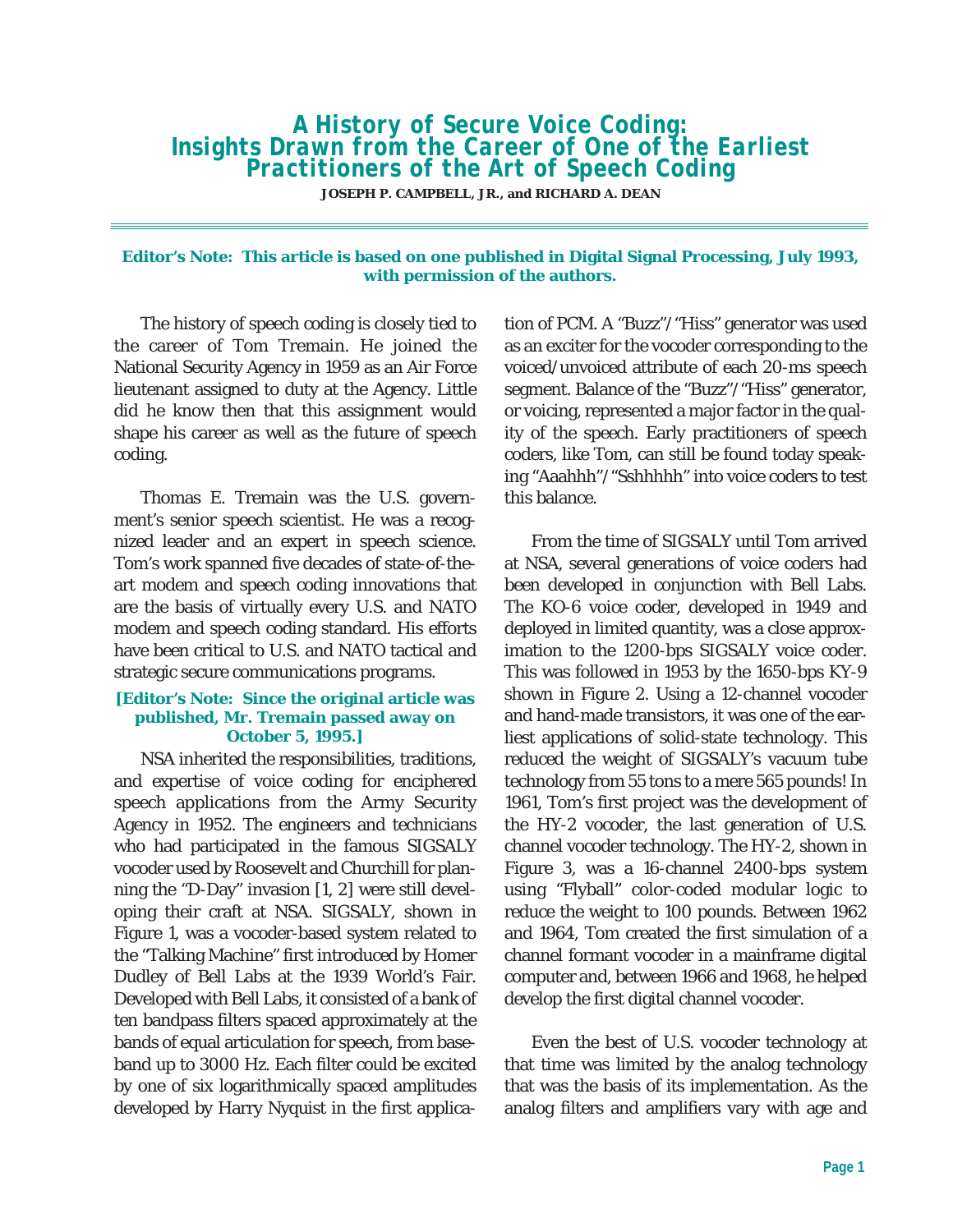# A History of Secure Voice Coding: Insights Drawn from the Career of One of the Earliest Practitioners of the Art of Speech Coding

**JOSEPH P. CAMPBELL, JR., and RICHARD A. DEAN**

**Editor's Note: This article is based on one published in Digital Signal Processing, July 1993, with permission of the authors.**

The history of speech coding is closely tied to the career of Tom Tremain. He joined the National Security Agency in 1959 as an Air Force lieutenant assigned to duty at the Agency. Little did he know then that this assignment would shape his career as well as the future of speech coding.

Thomas E. Tremain was the U.S. government's senior speech scientist. He was a recognized leader and an expert in speech science. Tom's work spanned five decades of state-of-the-art modem and speech coding innovations that are the basis of virtually every U.S. and NATO modem and speech coding standard. His efforts have been critical to U.S. and NATO tactical and strategic secure communications programs.

**[Editor's Note: Since the original article was published, Mr. Tremain passed away on October 5, 1995.]**

NSA inherited the responsibilities, traditions, and expertise of voice coding for enciphered speech applications from the Army Security Agency in 1952. The engineers and technicians who had participated in the famous SIGSALY vocoder used by Roosevelt and Churchill for planning the "D-Day" invasion [1, 2] were still developing their craft at NSA. SIGSALY, shown in Figure 1, was a vocoder-based system related to the "Talking Machine" first introduced by Homer Dudley of Bell Labs at the 1939 World's Fair. Developed with Bell Labs, it consisted of a bank of ten bandpass filters spaced approximately at the bands of equal articulation for speech, from baseband up to 3000 Hz. Each filter could be excited by one of six logarithmically spaced amplitudes developed by Harry Nyquist in the first application of PCM. A "Buzz"/"Hiss" generator was used as an exciter for the vocoder corresponding to the voiced/unvoiced attribute of each 20-ms speech segment. Balance of the "Buzz"/"Hiss" generator, or voicing, represented a major factor in the quality of the speech. Early practitioners of speech coders, like Tom, can still be found today speaking "Aaahhh"/"Sshhhhh" into voice coders to test this balance.

From the time of SIGSALY until Tom arrived at NSA, several generations of voice coders had been developed in conjunction with Bell Labs. The KO-6 voice coder, developed in 1949 and deployed in limited quantity, was a close approximation to the 1200-bps SIGSALY voice coder. This was followed in 1953 by the 1650-bps KY-9 shown in Figure 2. Using a 12-channel vocoder and hand-made transistors, it was one of the earliest applications of solid-state technology. This reduced the weight of SIGSALY's vacuum tube technology from 55 tons to a mere 565 pounds! In 1961, Tom's first project was the development of the HY-2 vocoder, the last generation of U.S. channel vocoder technology. The HY-2, shown in Figure 3, was a 16-channel 2400-bps system using "Flyball" color-coded modular logic to reduce the weight to 100 pounds. Between 1962 and 1964, Tom created the first simulation of a channel formant vocoder in a mainframe digital computer and, between 1966 and 1968, he helped develop the first digital channel vocoder.

Even the best of U.S. vocoder technology at that time was limited by the analog technology that was the basis of its implementation. As the analog filters and amplifiers vary with age and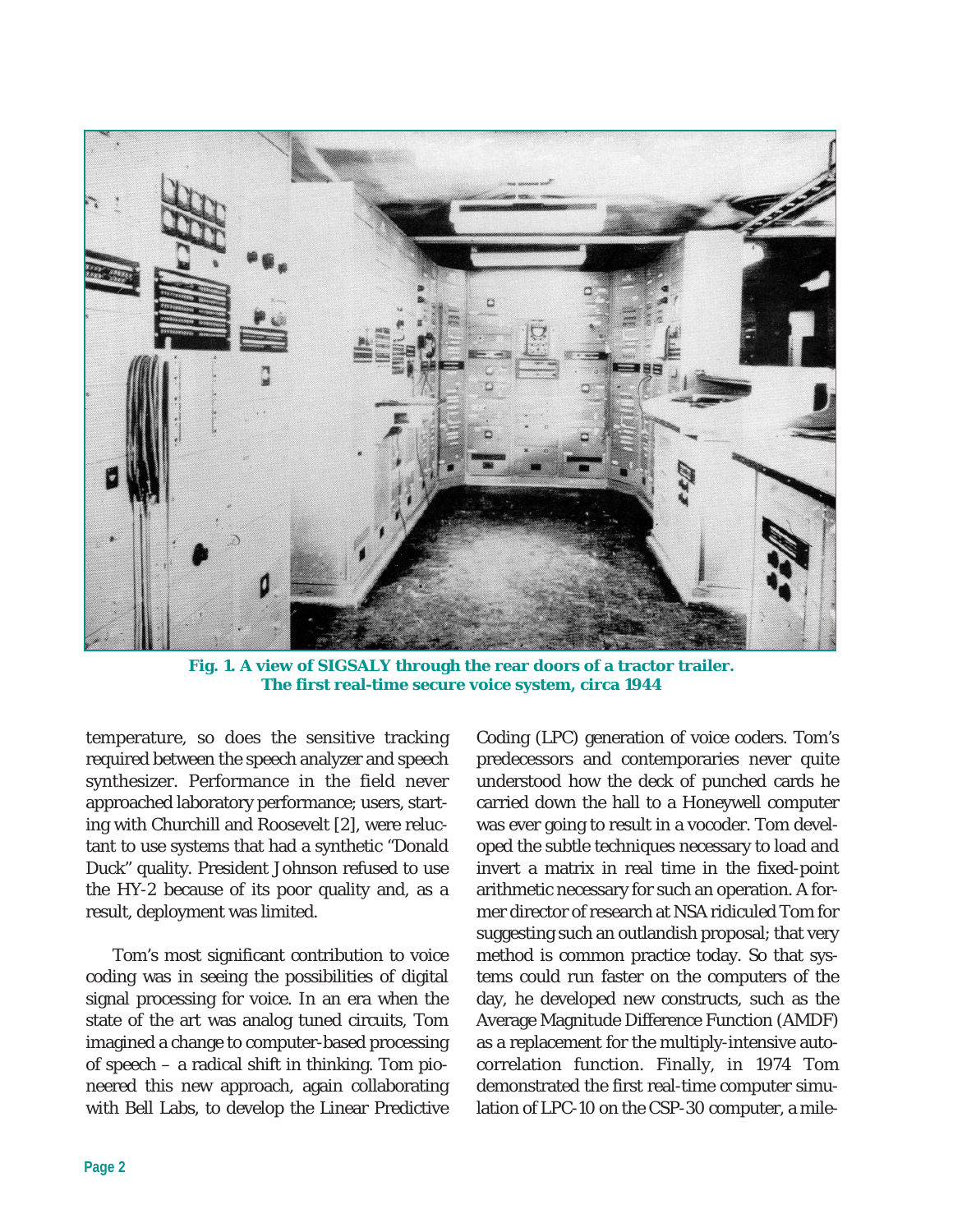**Fig. 1. A view of SIGSALY through the rear doors of a tractor trailer. The first real-time secure voice system, circa 1944**

temperature, so does the sensitive tracking required between the speech analyzer and speech synthesizer. Performance in the field never approached laboratory performance; users, starting with Churchill and Roosevelt [2], were reluctant to use systems that had a synthetic "Donald Duck" quality. President Johnson refused to use the HY-2 because of its poor quality and, as a result, deployment was limited.

Tom's most significant contribution to voice coding was in seeing the possibilities of digital signal processing for voice. In an era when the state of the art was analog tuned circuits, Tom imagined a change to computer-based processing of speech – a radical shift in thinking. Tom pioneered this new approach, again collaborating with Bell Labs, to develop the Linear Predictive Coding (LPC) generation of voice coders. Tom's predecessors and contemporaries never quite understood how the deck of punched cards he carried down the hall to a Honeywell computer was ever going to result in a vocoder. Tom developed the subtle techniques necessary to load and invert a matrix in real time in the fixed-point arithmetic necessary for such an operation. A former director of research at NSA ridiculed Tom for suggesting such an outlandish proposal; that very method is common practice today. So that systems could run faster on the computers of the day, he developed new constructs, such as the Average Magnitude Difference Function (AMDF) as a replacement for the multiply-intensive autocorrelation function. Finally, in 1974 Tom demonstrated the first real-time computer simulation of LPC-10 on the CSP-30 computer, a mile-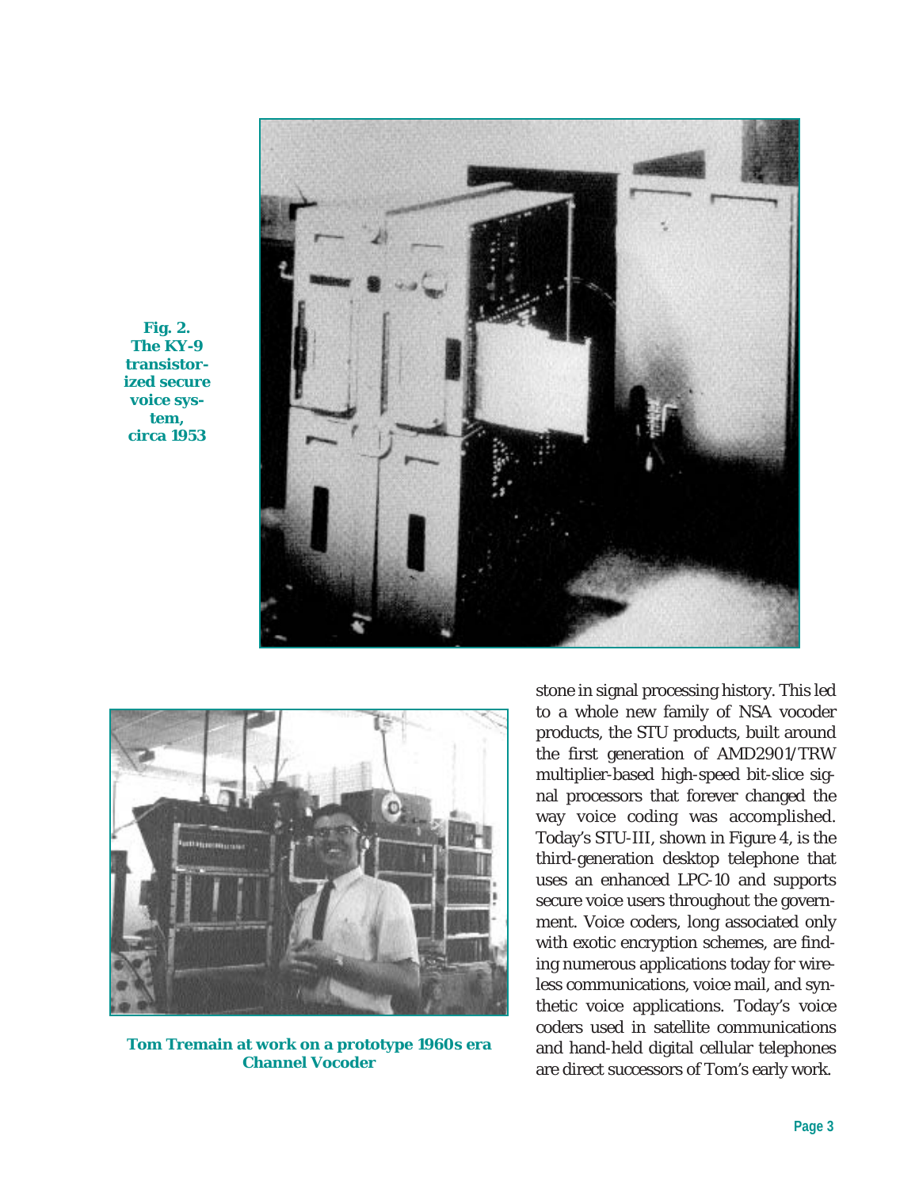Fig. 2. The KY-9 transistorized secure voice system, circa 1953

Tom Tremain at work on a prototype 1960s era Channel Vocoder

stone in signal processing history. This led to a whole new family of NSA vocoder products, the STU products, built around the first generation of AMD2901/TRW multiplier-based high-speed bit-slice signal processors that forever changed the way voice coding was accomplished. Today's STU-III, shown in Figure 4, is the third-generation desktop telephone that uses an enhanced LPC-10 and supports secure voice users throughout the government. Voice coders, long associated only with exotic encryption schemes, are finding numerous applications today for wireless communications, voice mail, and synthetic voice applications. Today's voice coders used in satellite communications and hand-held digital cellular telephones are direct successors of Tom's early work.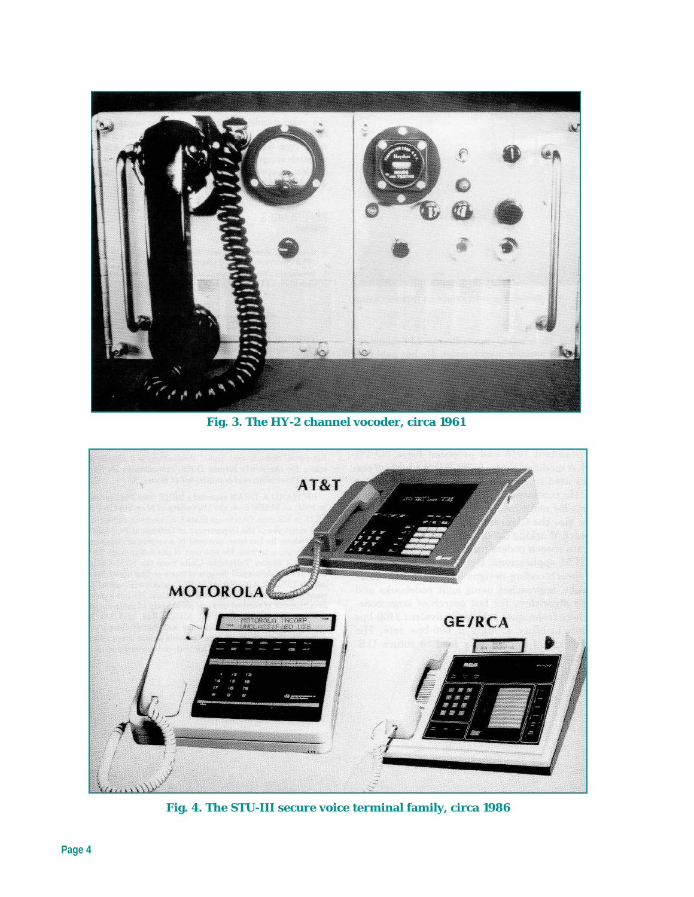Fig. 3. The HY-2 channel vocoder, circa 1961

Fig. 4. The STU-III secure voice terminal family, circa 1986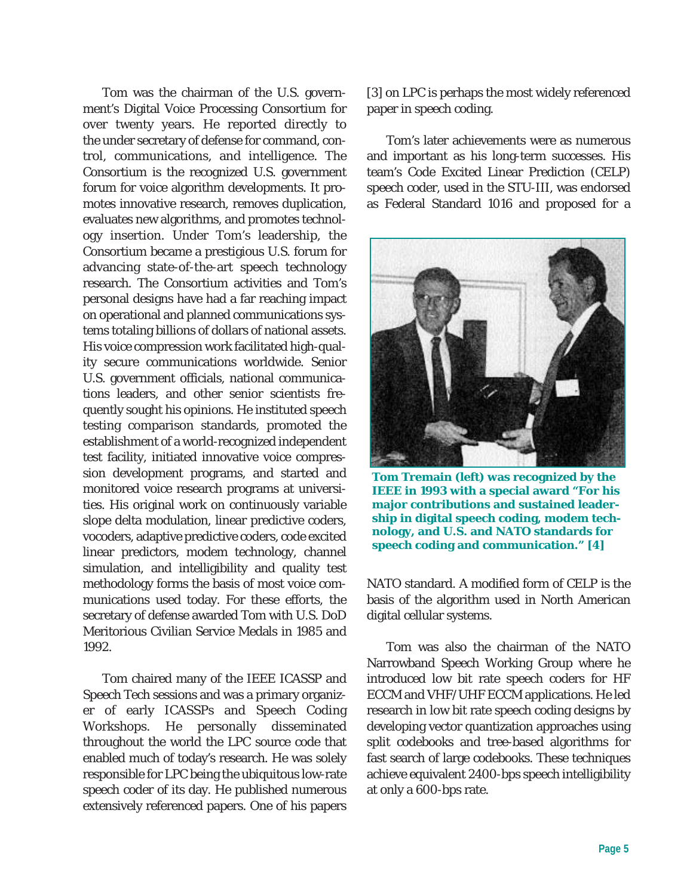Tom was the chairman of the U.S. government's Digital Voice Processing Consortium for over twenty years. He reported directly to the under secretary of defense for command, control, communications, and intelligence. The Consortium is the recognized U.S. government forum for voice algorithm developments. It promotes innovative research, removes duplication, evaluates new algorithms, and promotes technology insertion. Under Tom's leadership, the Consortium became a prestigious U.S. forum for advancing state-of-the-art speech technology research. The Consortium activities and Tom's personal designs have had a far reaching impact on operational and planned communications systems totaling billions of dollars of national assets. His voice compression work facilitated high-quality secure communications worldwide. Senior U.S. government officials, national communications leaders, and other senior scientists frequently sought his opinions. He instituted speech testing comparison standards, promoted the establishment of a world-recognized independent test facility, initiated innovative voice compression development programs, and started and monitored voice research programs at universities. His original work on continuously variable slope delta modulation, linear predictive coders, vocoders, adaptive predictive coders, code excited linear predictors, modem technology, channel simulation, and intelligibility and quality test methodology forms the basis of most voice communications used today. For these efforts, the secretary of defense awarded Tom with U.S. DoD Meritorious Civilian Service Medals in 1985 and 1992.

Tom chaired many of the IEEE ICASSP and Speech Tech sessions and was a primary organizer of early ICASSPs and Speech Coding Workshops. He personally disseminated throughout the world the LPC source code that enabled much of today's research. He was solely responsible for LPC being the ubiquitous low-rate speech coder of its day. He published numerous extensively referenced papers. One of his papers [3] on LPC is perhaps the most widely referenced paper in speech coding.

Tom's later achievements were as numerous and important as his long-term successes. His team's Code Excited Linear Prediction (CELP) speech coder, used in the STU-III, was endorsed as Federal Standard 1016 and proposed for a NATO standard. A modified form of CELP is the basis of the algorithm used in North American digital cellular systems.

**Tom Tremain (left) was recognized by the IEEE in 1993 with a special award "For his major contributions and sustained leadership in digital speech coding, modem technology, and U.S. and NATO standards for speech coding and communication." [4]**

Tom was also the chairman of the NATO Narrowband Speech Working Group where he introduced low bit rate speech coders for HF ECCM and VHF/UHF ECCM applications. He led research in low bit rate speech coding designs by developing vector quantization approaches using split codebooks and tree-based algorithms for fast search of large codebooks. These techniques achieve equivalent 2400-bps speech intelligibility at only a 600-bps rate.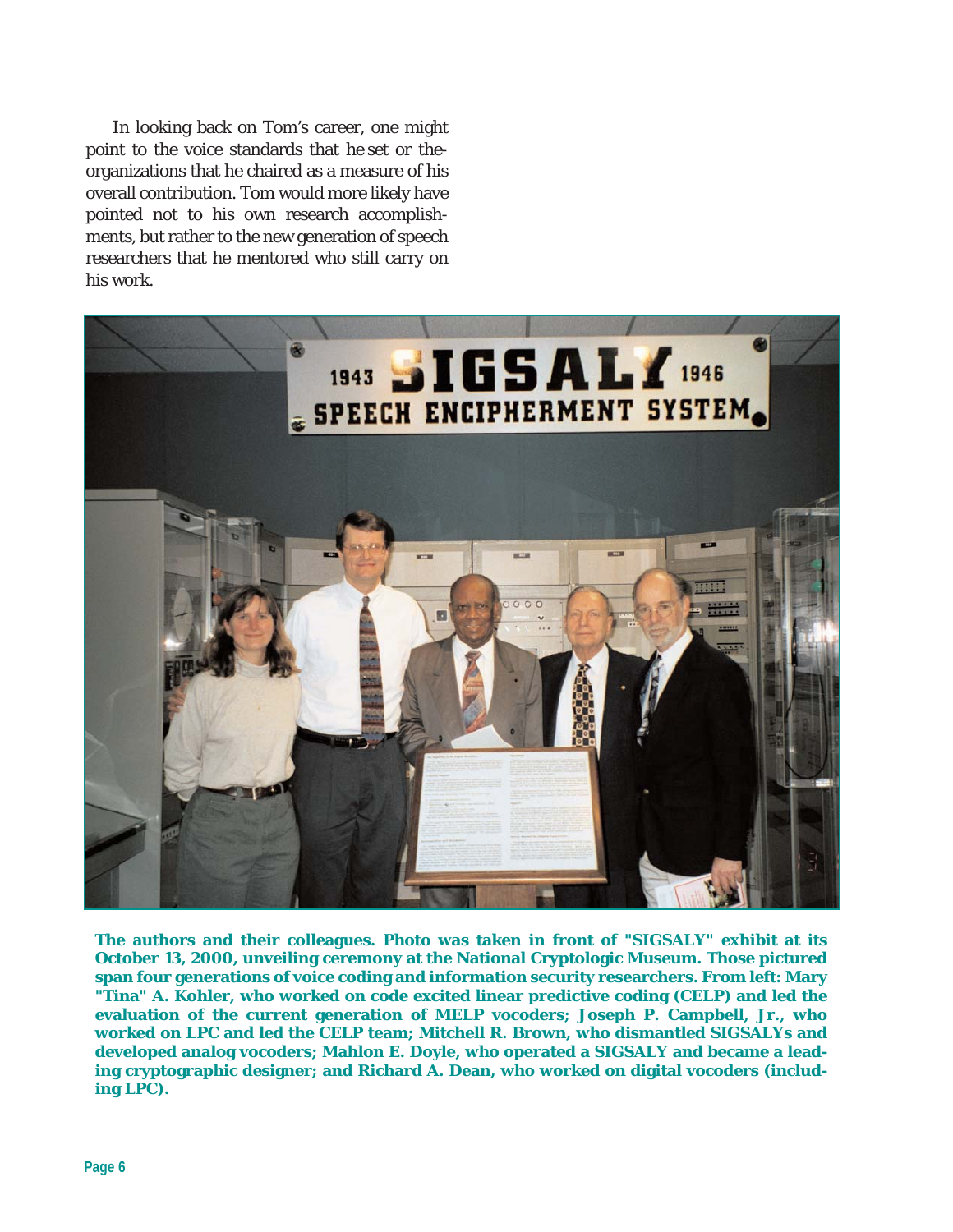In looking back on Tom's career, one might point to the voice standards that he set or the organizations that he chaired as a measure of his overall contribution. Tom would more likely have pointed not to his own research accomplishments, but rather to the new generation of speech researchers that he mentored who still carry on his work.

**The authors and their colleagues. Photo was taken in front of "SIGSALY" exhibit at its October 13, 2000, unveiling ceremony at the National Cryptologic Museum. Those pictured span four generations of voice coding and information security researchers. From left: Mary "Tina" A. Kohler, who worked on code excited linear predictive coding (CELP) and led the evaluation of the current generation of MELP vocoders; Joseph P. Campbell, Jr., who worked on LPC and led the CELP team; Mitchell R. Brown, who dismantled SIGSALYs and developed analog vocoders; Mahlon E. Doyle, who operated a SIGSALY and became a leading cryptographic designer; and Richard A. Dean, who worked on digital vocoders (including LPC).**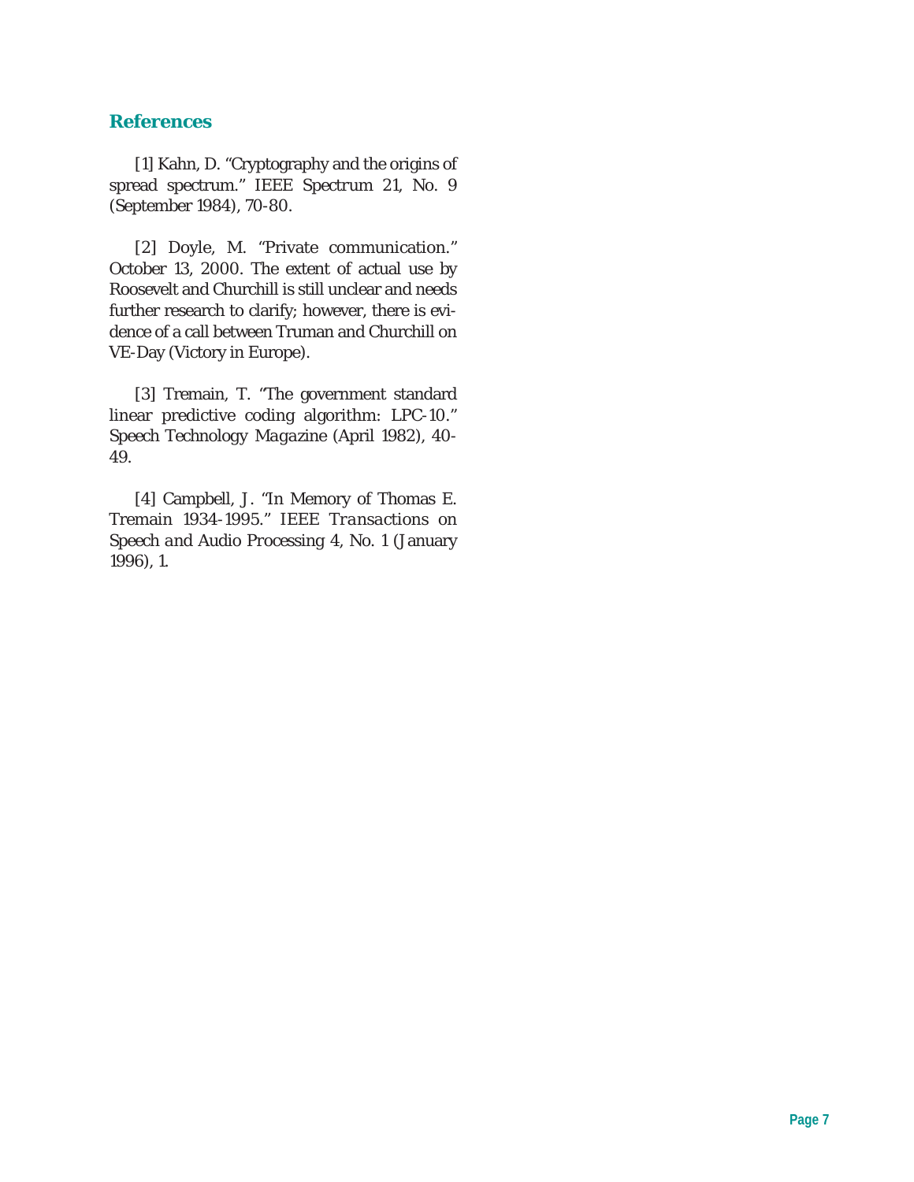## References

[1] Kahn, D. "Cryptography and the origins of spread spectrum." IEEE Spectrum 21, No. 9 (September 1984), 70-80.

[2] Doyle, M. "Private communication." October 13, 2000. The extent of actual use by Roosevelt and Churchill is still unclear and needs further research to clarify; however, there is evidence of a call between Truman and Churchill on VE-Day (Victory in Europe).

[3] Tremain, T. "The government standard linear predictive coding algorithm: LPC-10." Speech Technology Magazine (April 1982), 40-49.

[4] Campbell, J. "In Memory of Thomas E. Tremain 1934-1995." *IEEE Transactions on Speech and Audio Processing* 4, No. 1 (January 1996), 1.